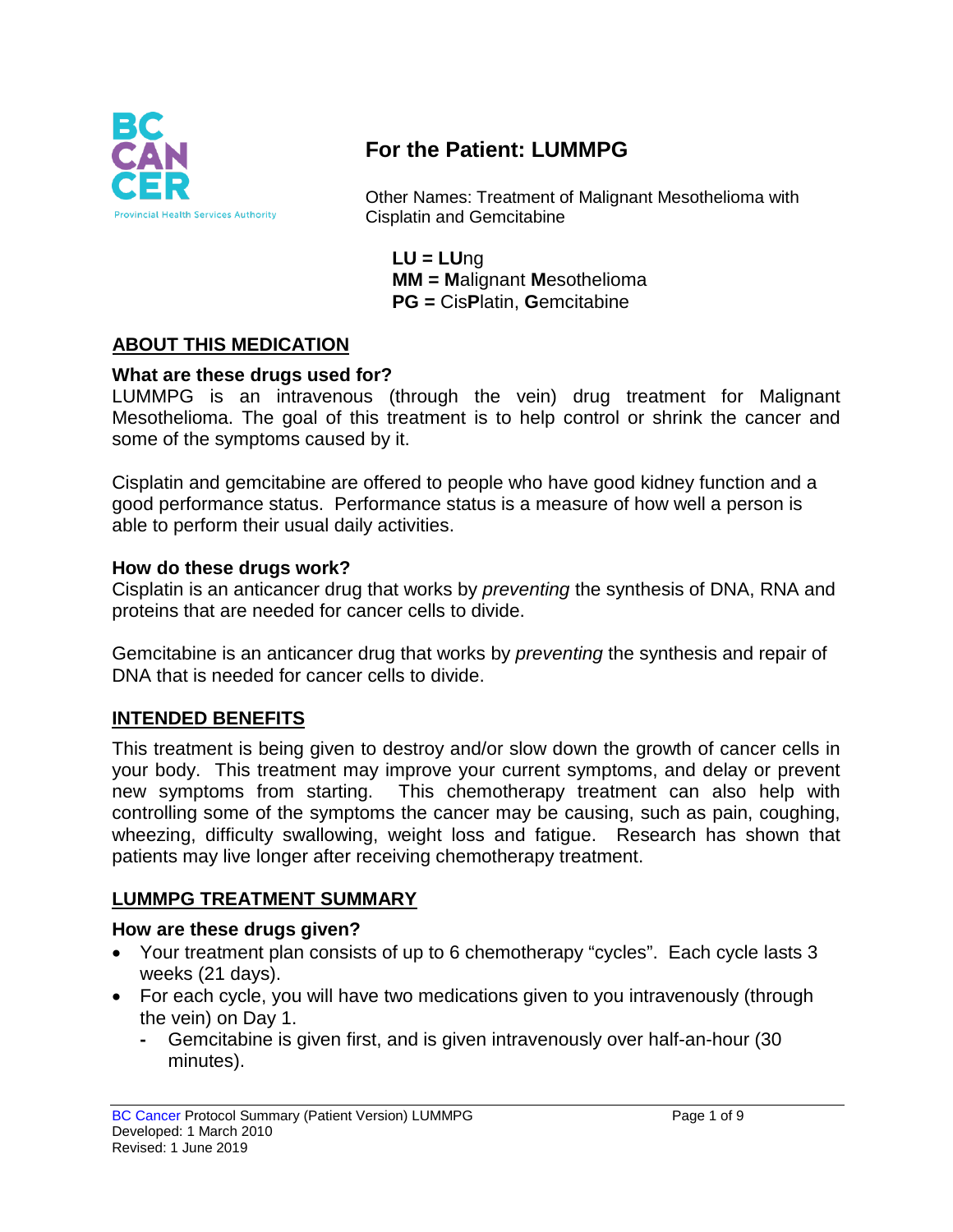# For the Patient: LUMMPG

Other Names: Treatment of Malignant Mesothelioma with Cisplatin and Gemcitabine

**LU = LU**ng
**MM = M**alignant **M**esothelioma
**PG =** Cis**P**latin, **G**emcitabine

## ABOUT THIS MEDICATION

### What are these drugs used for?

LUMMPG is an intravenous (through the vein) drug treatment for Malignant Mesothelioma. The goal of this treatment is to help control or shrink the cancer and some of the symptoms caused by it.

Cisplatin and gemcitabine are offered to people who have good kidney function and a good performance status. Performance status is a measure of how well a person is able to perform their usual daily activities.

### How do these drugs work?

Cisplatin is an anticancer drug that works by *preventing* the synthesis of DNA, RNA and proteins that are needed for cancer cells to divide.

Gemcitabine is an anticancer drug that works by *preventing* the synthesis and repair of DNA that is needed for cancer cells to divide.

## INTENDED BENEFITS

This treatment is being given to destroy and/or slow down the growth of cancer cells in your body. This treatment may improve your current symptoms, and delay or prevent new symptoms from starting. This chemotherapy treatment can also help with controlling some of the symptoms the cancer may be causing, such as pain, coughing, wheezing, difficulty swallowing, weight loss and fatigue. Research has shown that patients may live longer after receiving chemotherapy treatment.

## LUMMPG TREATMENT SUMMARY

### How are these drugs given?

- Your treatment plan consists of up to 6 chemotherapy "cycles". Each cycle lasts 3 weeks (21 days).
- For each cycle, you will have two medications given to you intravenously (through the vein) on Day 1.
  - Gemcitabine is given first, and is given intravenously over half-an-hour (30 minutes).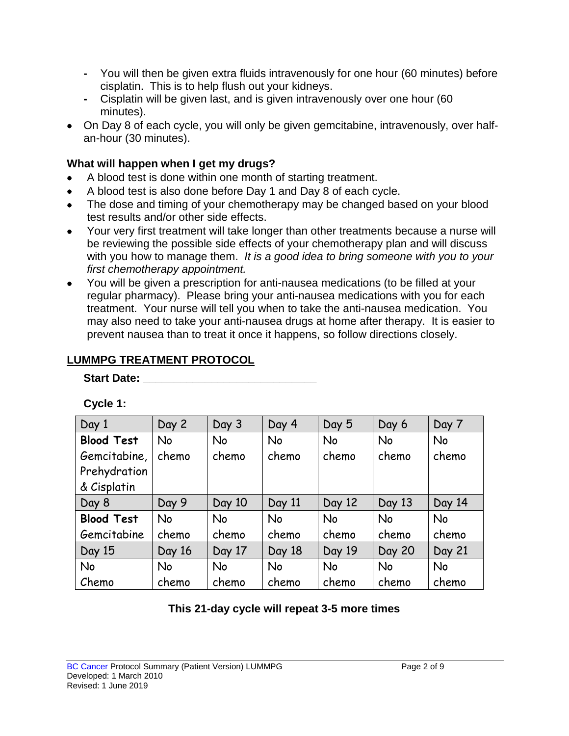- You will then be given extra fluids intravenously for one hour (60 minutes) before cisplatin. This is to help flush out your kidneys.
  - Cisplatin will be given last, and is given intravenously over one hour (60 minutes).
- On Day 8 of each cycle, you will only be given gemcitabine, intravenously, over half-an-hour (30 minutes).

### What will happen when I get my drugs?

- A blood test is done within one month of starting treatment.
- A blood test is also done before Day 1 and Day 8 of each cycle.
- The dose and timing of your chemotherapy may be changed based on your blood test results and/or other side effects.
- Your very first treatment will take longer than other treatments because a nurse will be reviewing the possible side effects of your chemotherapy plan and will discuss with you how to manage them. *It is a good idea to bring someone with you to your first chemotherapy appointment.*
- You will be given a prescription for anti-nausea medications (to be filled at your regular pharmacy). Please bring your anti-nausea medications with you for each treatment. Your nurse will tell you when to take the anti-nausea medication. You may also need to take your anti-nausea drugs at home after therapy. It is easier to prevent nausea than to treat it once it happens, so follow directions closely.

## LUMMPG TREATMENT PROTOCOL

**Start Date: \_\_\_\_\_\_\_\_\_\_\_\_\_\_\_\_\_\_\_\_\_\_\_\_\_\_\_\_**

**Cycle 1:**

| Day 1 | Day 2 | Day 3 | Day 4 | Day 5 | Day 6 | Day 7 |
|---|---|---|---|---|---|---|
| **Blood Test** Gemcitabine, Prehydration & Cisplatin | No chemo | No chemo | No chemo | No chemo | No chemo | No chemo |
| Day 8 | Day 9 | Day 10 | Day 11 | Day 12 | Day 13 | Day 14 |
| **Blood Test** Gemcitabine | No chemo | No chemo | No chemo | No chemo | No chemo | No chemo |
| Day 15 | Day 16 | Day 17 | Day 18 | Day 19 | Day 20 | Day 21 |
| No Chemo | No chemo | No chemo | No chemo | No chemo | No chemo | No chemo |

**This 21-day cycle will repeat 3-5 more times**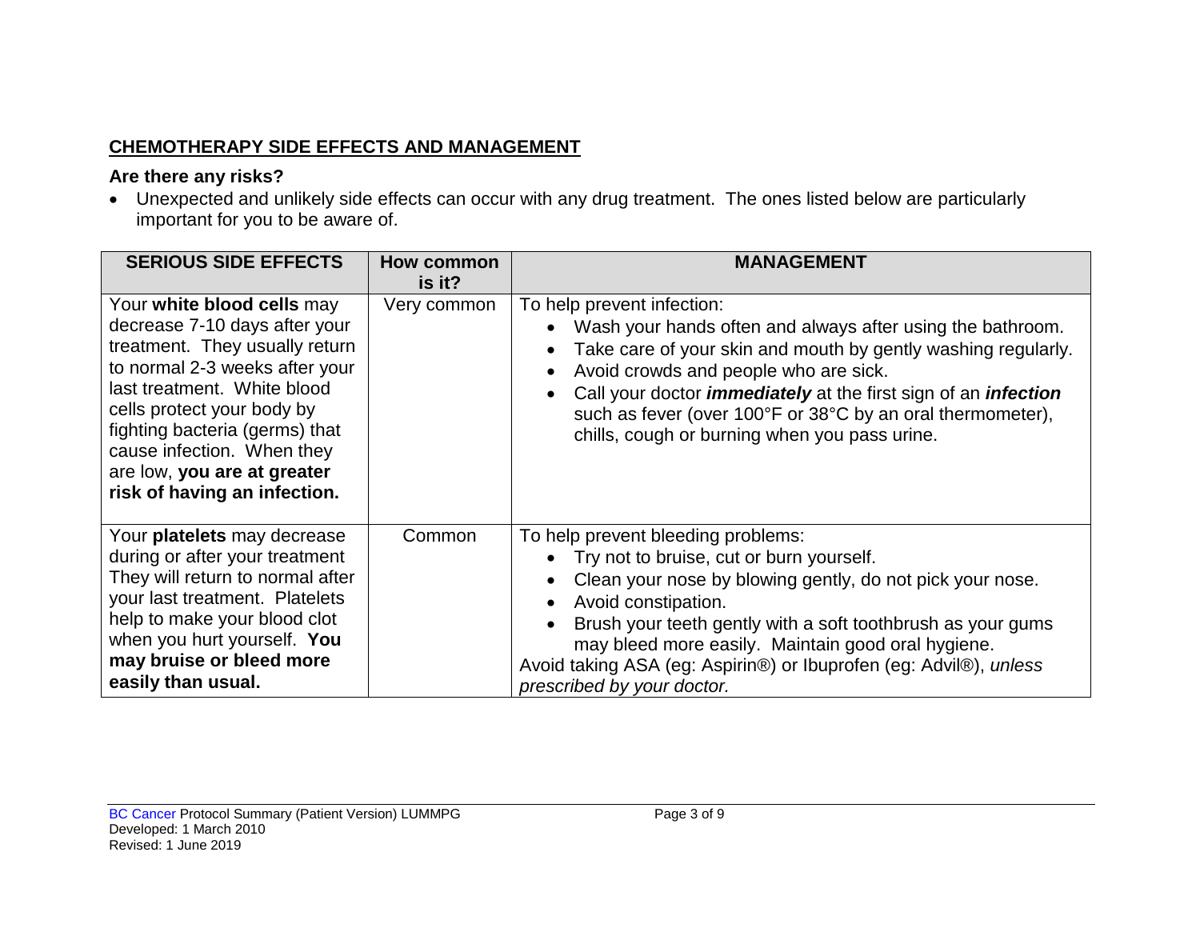## CHEMOTHERAPY SIDE EFFECTS AND MANAGEMENT

### Are there any risks?

- Unexpected and unlikely side effects can occur with any drug treatment. The ones listed below are particularly important for you to be aware of.

| SERIOUS SIDE EFFECTS | How common is it? | MANAGEMENT |
|---|---|---|
| Your **white blood cells** may decrease 7-10 days after your treatment. They usually return to normal 2-3 weeks after your last treatment. White blood cells protect your body by fighting bacteria (germs) that cause infection. When they are low, **you are at greater risk of having an infection.** | Very common | To help prevent infection:<br>• Wash your hands often and always after using the bathroom.<br>• Take care of your skin and mouth by gently washing regularly.<br>• Avoid crowds and people who are sick.<br>• Call your doctor ***immediately*** at the first sign of an ***infection*** such as fever (over 100°F or 38°C by an oral thermometer), chills, cough or burning when you pass urine. |
| Your **platelets** may decrease during or after your treatment They will return to normal after your last treatment. Platelets help to make your blood clot when you hurt yourself. **You may bruise or bleed more easily than usual.** | Common | To help prevent bleeding problems:<br>• Try not to bruise, cut or burn yourself.<br>• Clean your nose by blowing gently, do not pick your nose.<br>• Avoid constipation.<br>• Brush your teeth gently with a soft toothbrush as your gums may bleed more easily. Maintain good oral hygiene.<br>Avoid taking ASA (eg: Aspirin®) or Ibuprofen (eg: Advil®), *unless prescribed by your doctor.* |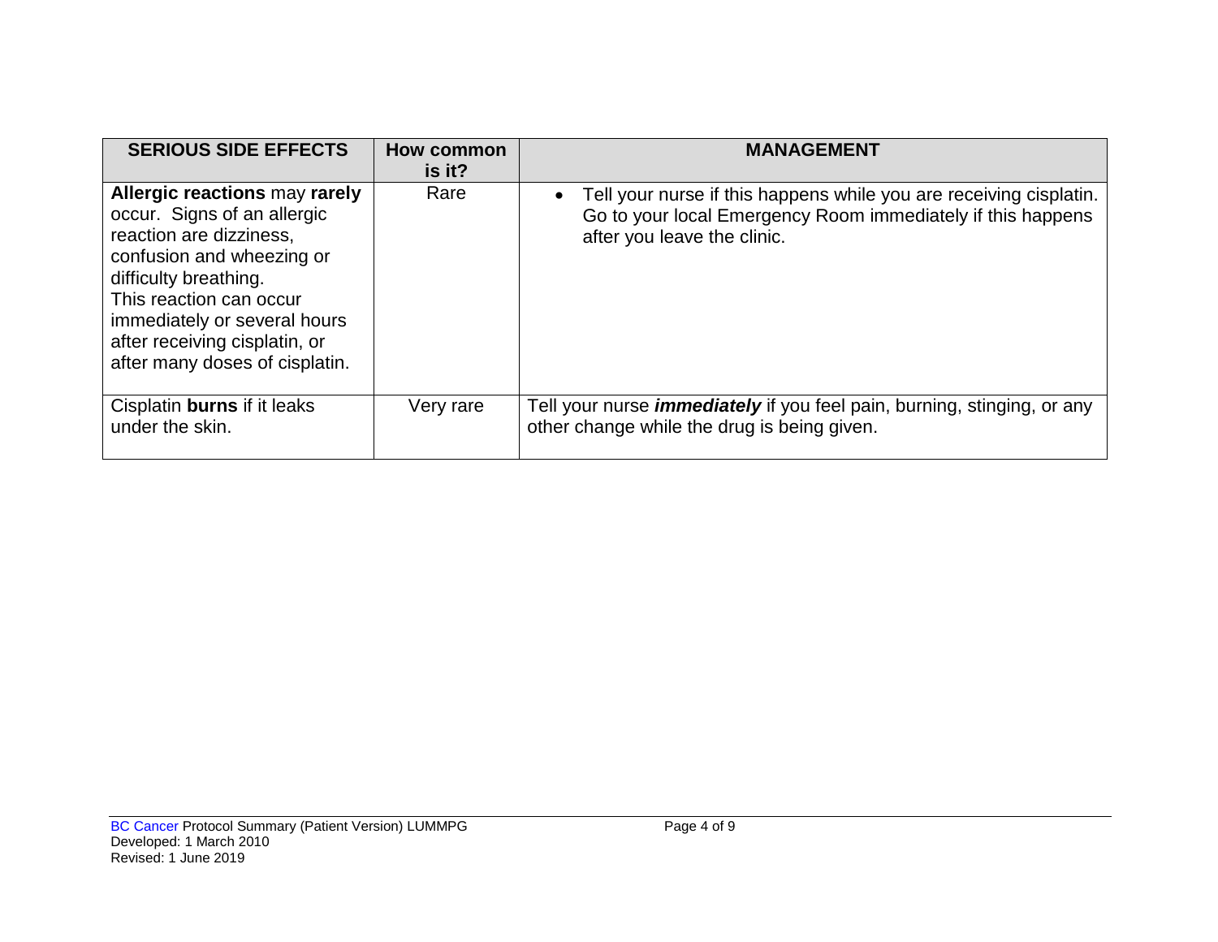| SERIOUS SIDE EFFECTS | How common is it? | MANAGEMENT |
|---|---|---|
| **Allergic reactions** may **rarely** occur. Signs of an allergic reaction are dizziness, confusion and wheezing or difficulty breathing. This reaction can occur immediately or several hours after receiving cisplatin, or after many doses of cisplatin. | Rare | • Tell your nurse if this happens while you are receiving cisplatin. Go to your local Emergency Room immediately if this happens after you leave the clinic. |
| Cisplatin **burns** if it leaks under the skin. | Very rare | Tell your nurse ***immediately*** if you feel pain, burning, stinging, or any other change while the drug is being given. |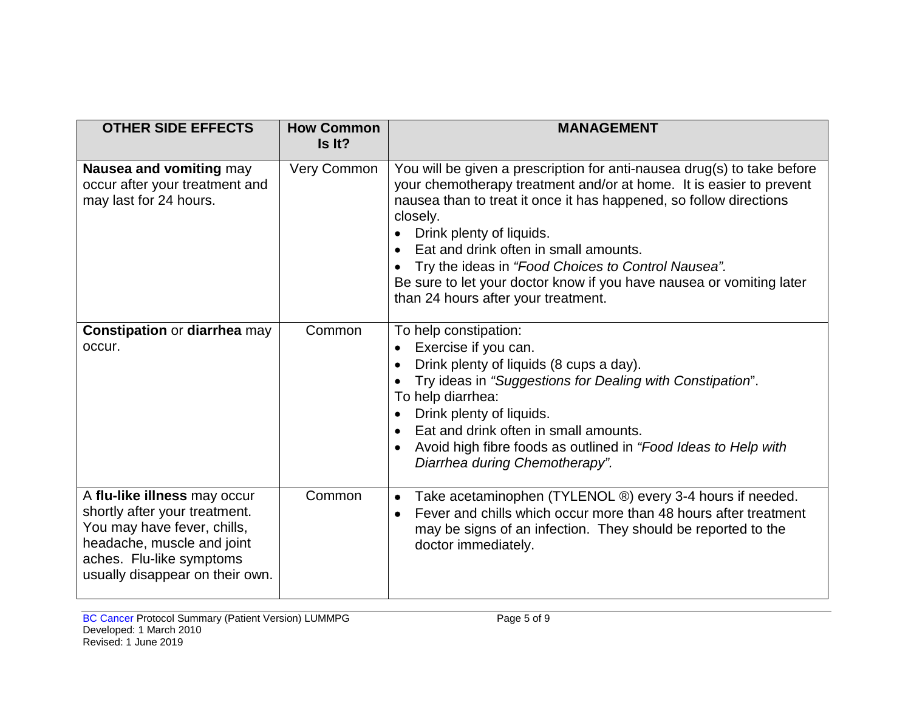| OTHER SIDE EFFECTS | How Common Is It? | MANAGEMENT |
|---|---|---|
| **Nausea and vomiting** may occur after your treatment and may last for 24 hours. | Very Common | You will be given a prescription for anti-nausea drug(s) to take before your chemotherapy treatment and/or at home. It is easier to prevent nausea than to treat it once it has happened, so follow directions closely.<br>• Drink plenty of liquids.<br>• Eat and drink often in small amounts.<br>• Try the ideas in *"Food Choices to Control Nausea".*<br>Be sure to let your doctor know if you have nausea or vomiting later than 24 hours after your treatment. |
| **Constipation** or **diarrhea** may occur. | Common | To help constipation:<br>• Exercise if you can.<br>• Drink plenty of liquids (8 cups a day).<br>• Try ideas in *"Suggestions for Dealing with Constipation*".<br>To help diarrhea:<br>• Drink plenty of liquids.<br>• Eat and drink often in small amounts.<br>• Avoid high fibre foods as outlined in *"Food Ideas to Help with Diarrhea during Chemotherapy".* |
| A **flu-like illness** may occur shortly after your treatment. You may have fever, chills, headache, muscle and joint aches. Flu-like symptoms usually disappear on their own. | Common | • Take acetaminophen (TYLENOL ®) every 3-4 hours if needed.<br>• Fever and chills which occur more than 48 hours after treatment may be signs of an infection. They should be reported to the doctor immediately. |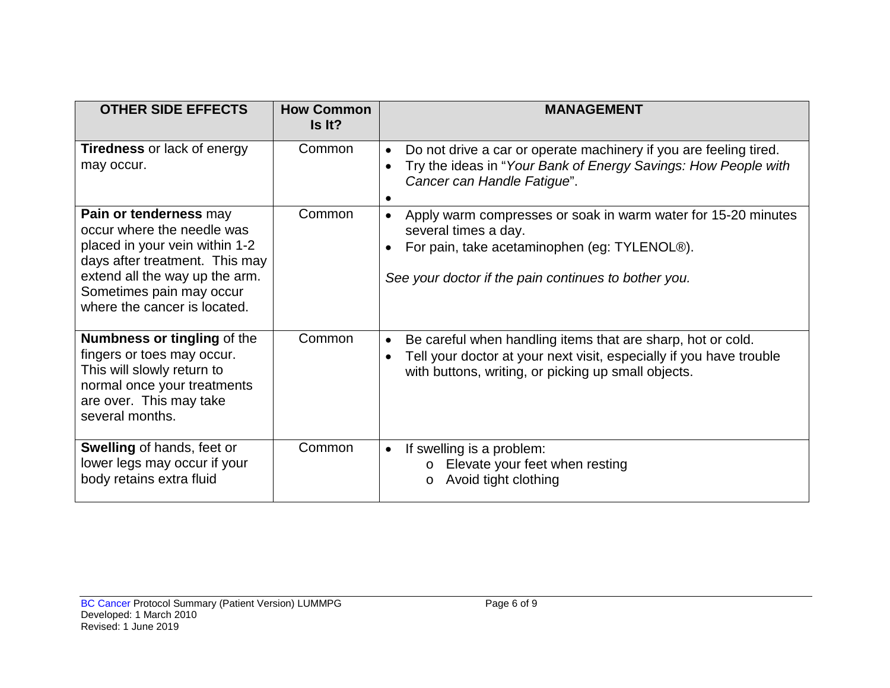| OTHER SIDE EFFECTS | How Common Is It? | MANAGEMENT |
|---|---|---|
| **Tiredness** or lack of energy may occur. | Common | • Do not drive a car or operate machinery if you are feeling tired.<br>• Try the ideas in "*Your Bank of Energy Savings: How People with Cancer can Handle Fatigue*".<br>• |
| **Pain or tenderness** may occur where the needle was placed in your vein within 1-2 days after treatment. This may extend all the way up the arm. Sometimes pain may occur where the cancer is located. | Common | • Apply warm compresses or soak in warm water for 15-20 minutes several times a day.<br>• For pain, take acetaminophen (eg: TYLENOL®).<br><br>*See your doctor if the pain continues to bother you.* |
| **Numbness or tingling** of the fingers or toes may occur. This will slowly return to normal once your treatments are over. This may take several months. | Common | • Be careful when handling items that are sharp, hot or cold.<br>• Tell your doctor at your next visit, especially if you have trouble with buttons, writing, or picking up small objects. |
| **Swelling** of hands, feet or lower legs may occur if your body retains extra fluid | Common | • If swelling is a problem:<br>&nbsp;&nbsp;&nbsp;&nbsp;o Elevate your feet when resting<br>&nbsp;&nbsp;&nbsp;&nbsp;o Avoid tight clothing |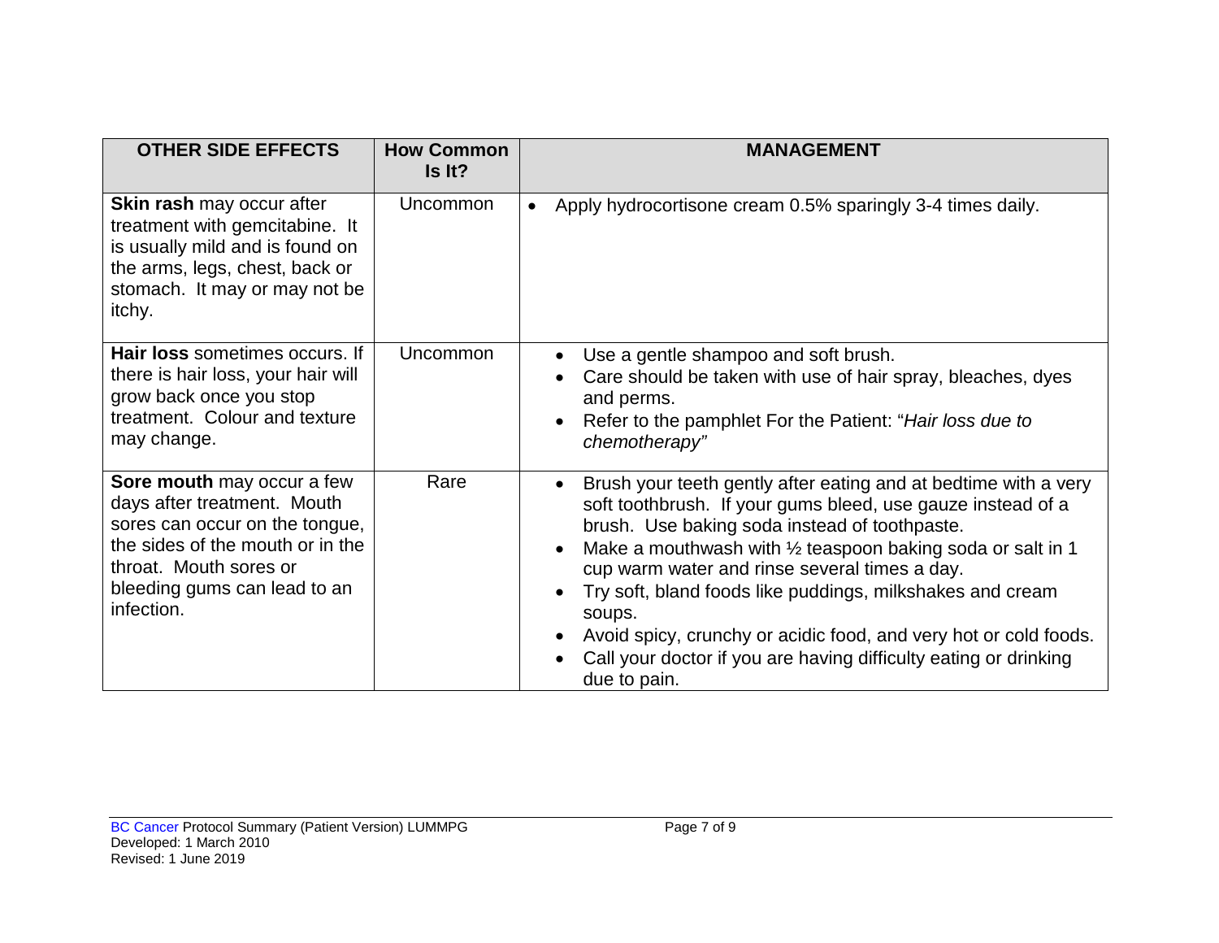| OTHER SIDE EFFECTS | How Common Is It? | MANAGEMENT |
|---|---|---|
| **Skin rash** may occur after treatment with gemcitabine. It is usually mild and is found on the arms, legs, chest, back or stomach. It may or may not be itchy. | Uncommon | • Apply hydrocortisone cream 0.5% sparingly 3-4 times daily. |
| **Hair loss** sometimes occurs. If there is hair loss, your hair will grow back once you stop treatment. Colour and texture may change. | Uncommon | • Use a gentle shampoo and soft brush.<br>• Care should be taken with use of hair spray, bleaches, dyes and perms.<br>• Refer to the pamphlet For the Patient: "*Hair loss due to chemotherapy"* |
| **Sore mouth** may occur a few days after treatment. Mouth sores can occur on the tongue, the sides of the mouth or in the throat. Mouth sores or bleeding gums can lead to an infection. | Rare | • Brush your teeth gently after eating and at bedtime with a very soft toothbrush. If your gums bleed, use gauze instead of a brush. Use baking soda instead of toothpaste.<br>• Make a mouthwash with ½ teaspoon baking soda or salt in 1 cup warm water and rinse several times a day.<br>• Try soft, bland foods like puddings, milkshakes and cream soups.<br>• Avoid spicy, crunchy or acidic food, and very hot or cold foods.<br>• Call your doctor if you are having difficulty eating or drinking due to pain. |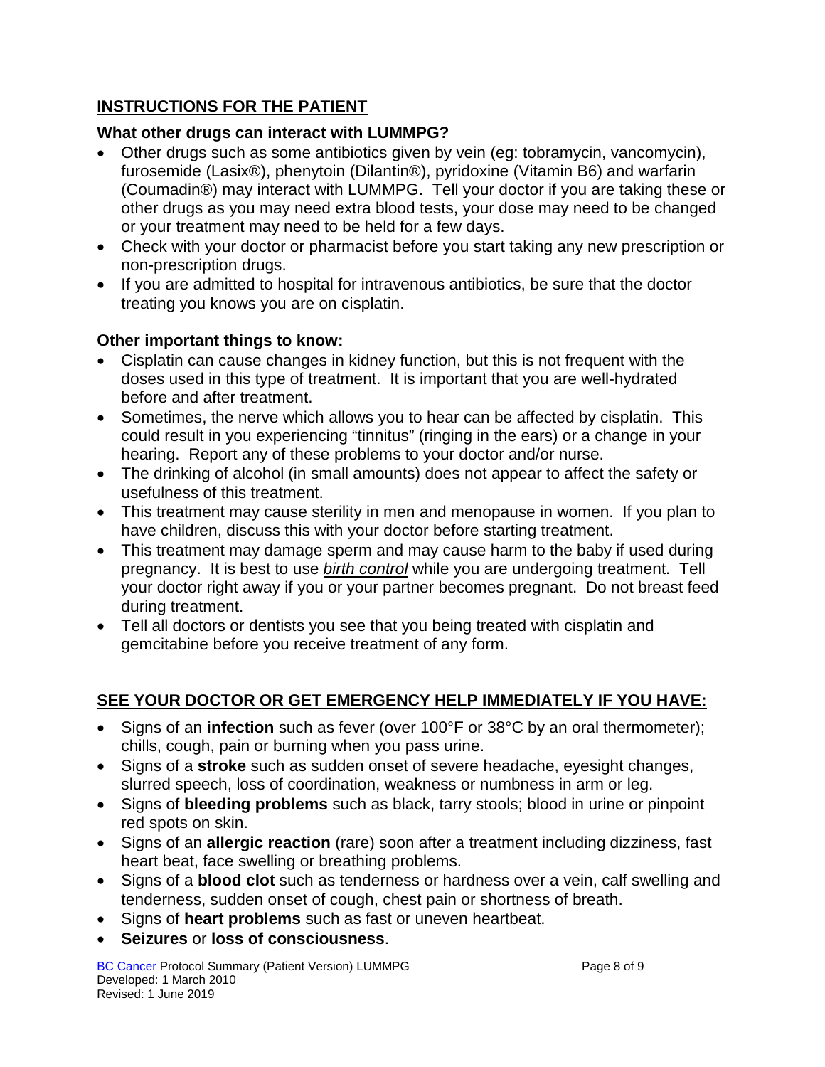## INSTRUCTIONS FOR THE PATIENT

### What other drugs can interact with LUMMPG?

- Other drugs such as some antibiotics given by vein (eg: tobramycin, vancomycin), furosemide (Lasix®), phenytoin (Dilantin®), pyridoxine (Vitamin B6) and warfarin (Coumadin®) may interact with LUMMPG. Tell your doctor if you are taking these or other drugs as you may need extra blood tests, your dose may need to be changed or your treatment may need to be held for a few days.
- Check with your doctor or pharmacist before you start taking any new prescription or non-prescription drugs.
- If you are admitted to hospital for intravenous antibiotics, be sure that the doctor treating you knows you are on cisplatin.

### Other important things to know:

- Cisplatin can cause changes in kidney function, but this is not frequent with the doses used in this type of treatment. It is important that you are well-hydrated before and after treatment.
- Sometimes, the nerve which allows you to hear can be affected by cisplatin. This could result in you experiencing "tinnitus" (ringing in the ears) or a change in your hearing. Report any of these problems to your doctor and/or nurse.
- The drinking of alcohol (in small amounts) does not appear to affect the safety or usefulness of this treatment.
- This treatment may cause sterility in men and menopause in women. If you plan to have children, discuss this with your doctor before starting treatment.
- This treatment may damage sperm and may cause harm to the baby if used during pregnancy. It is best to use *birth control* while you are undergoing treatment. Tell your doctor right away if you or your partner becomes pregnant. Do not breast feed during treatment.
- Tell all doctors or dentists you see that you being treated with cisplatin and gemcitabine before you receive treatment of any form.

## SEE YOUR DOCTOR OR GET EMERGENCY HELP IMMEDIATELY IF YOU HAVE:

- Signs of an **infection** such as fever (over 100°F or 38°C by an oral thermometer); chills, cough, pain or burning when you pass urine.
- Signs of a **stroke** such as sudden onset of severe headache, eyesight changes, slurred speech, loss of coordination, weakness or numbness in arm or leg.
- Signs of **bleeding problems** such as black, tarry stools; blood in urine or pinpoint red spots on skin.
- Signs of an **allergic reaction** (rare) soon after a treatment including dizziness, fast heart beat, face swelling or breathing problems.
- Signs of a **blood clot** such as tenderness or hardness over a vein, calf swelling and tenderness, sudden onset of cough, chest pain or shortness of breath.
- Signs of **heart problems** such as fast or uneven heartbeat.
- **Seizures** or **loss of consciousness**.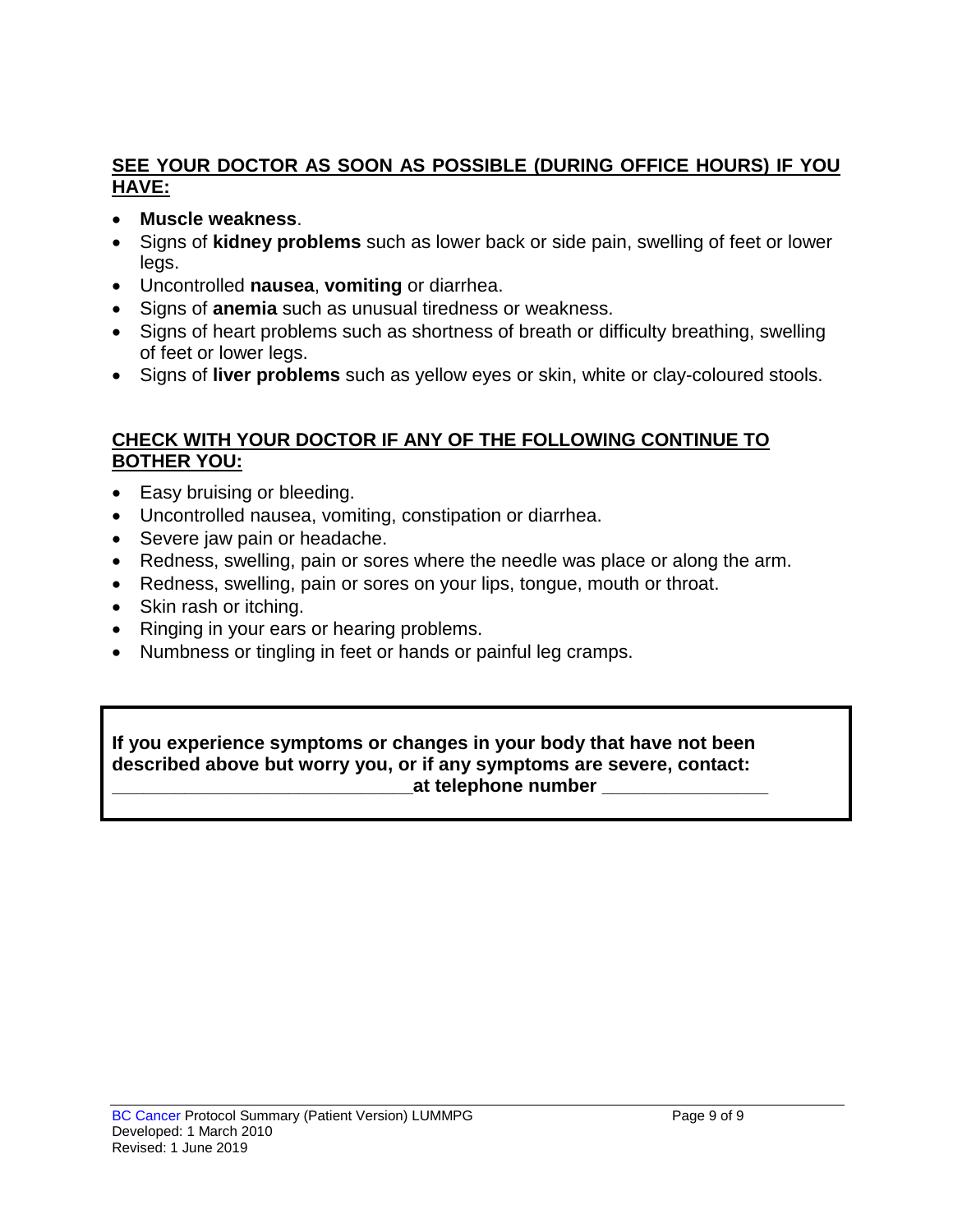## SEE YOUR DOCTOR AS SOON AS POSSIBLE (DURING OFFICE HOURS) IF YOU HAVE:

- **Muscle weakness**.
- Signs of **kidney problems** such as lower back or side pain, swelling of feet or lower legs.
- Uncontrolled **nausea**, **vomiting** or diarrhea.
- Signs of **anemia** such as unusual tiredness or weakness.
- Signs of heart problems such as shortness of breath or difficulty breathing, swelling of feet or lower legs.
- Signs of **liver problems** such as yellow eyes or skin, white or clay-coloured stools.

## CHECK WITH YOUR DOCTOR IF ANY OF THE FOLLOWING CONTINUE TO BOTHER YOU:

- Easy bruising or bleeding.
- Uncontrolled nausea, vomiting, constipation or diarrhea.
- Severe jaw pain or headache.
- Redness, swelling, pain or sores where the needle was place or along the arm.
- Redness, swelling, pain or sores on your lips, tongue, mouth or throat.
- Skin rash or itching.
- Ringing in your ears or hearing problems.
- Numbness or tingling in feet or hands or painful leg cramps.

**If you experience symptoms or changes in your body that have not been described above but worry you, or if any symptoms are severe, contact: ______________________________at telephone number ________________**

BC Cancer Protocol Summary (Patient Version) LUMMPG
Developed: 1 March 2010
Revised: 1 June 2019